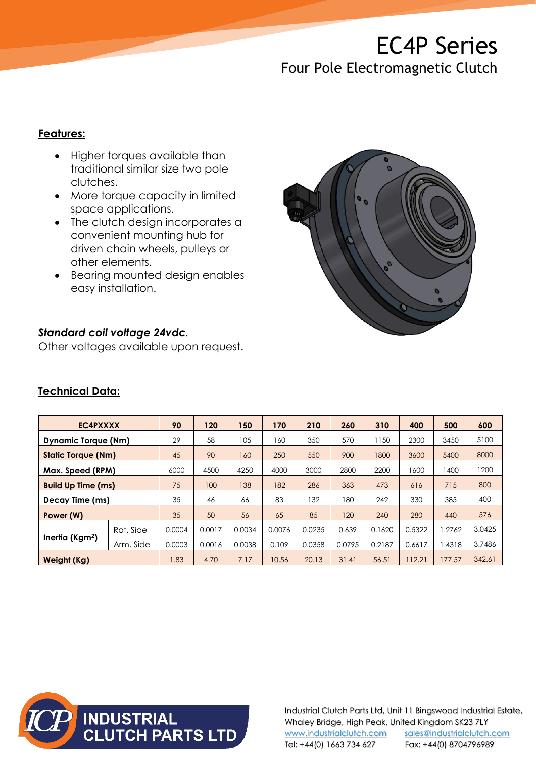# EC4P Series

## Four Pole Electromagnetic Clutch

### Features:

- Higher torques available than traditional similar size two pole clutches.
- More torque capacity in limited space applications.
- The clutch design incorporates a convenient mounting hub for driven chain wheels, pulleys or other elements.
- Bearing mounted design enables easy installation.

***Standard coil voltage 24vdc*.**
Other voltages available upon request.

### Technical Data:

| EC4PXXXX | | 90 | 120 | 150 | 170 | 210 | 260 | 310 | 400 | 500 | 600 |
|---|---|---|---|---|---|---|---|---|---|---|---|
| **Dynamic Torque (Nm)** | | 29 | 58 | 105 | 160 | 350 | 570 | 1150 | 2300 | 3450 | 5100 |
| **Static Torque (Nm)** | | 45 | 90 | 160 | 250 | 550 | 900 | 1800 | 3600 | 5400 | 8000 |
| **Max. Speed (RPM)** | | 6000 | 4500 | 4250 | 4000 | 3000 | 2800 | 2200 | 1600 | 1400 | 1200 |
| **Build Up Time (ms)** | | 75 | 100 | 138 | 182 | 286 | 363 | 473 | 616 | 715 | 800 |
| **Decay Time (ms)** | | 35 | 46 | 66 | 83 | 132 | 180 | 242 | 330 | 385 | 400 |
| **Power (W)** | | 35 | 50 | 56 | 65 | 85 | 120 | 240 | 280 | 440 | 576 |
| **Inertia ($Kgm^2$)** | Rot. Side | 0.0004 | 0.0017 | 0.0034 | 0.0076 | 0.0235 | 0.639 | 0.1620 | 0.5322 | 1.2762 | 3.0425 |
| | Arm. Side | 0.0003 | 0.0016 | 0.0038 | 0.109 | 0.0358 | 0.0795 | 0.2187 | 0.6617 | 1.4318 | 3.7486 |
| **Weight (Kg)** | | 1.83 | 4.70 | 7.17 | 10.56 | 20.13 | 31.41 | 56.51 | 112.21 | 177.57 | 342.61 |

INDUSTRIAL CLUTCH PARTS LTD

Industrial Clutch Parts Ltd, Unit 11 Bingswood Industrial Estate, Whaley Bridge, High Peak, United Kingdom SK23 7LY
www.industrialclutch.com sales@industrialclutch.com
Tel: +44(0) 1663 734 627 Fax: +44(0) 8704796989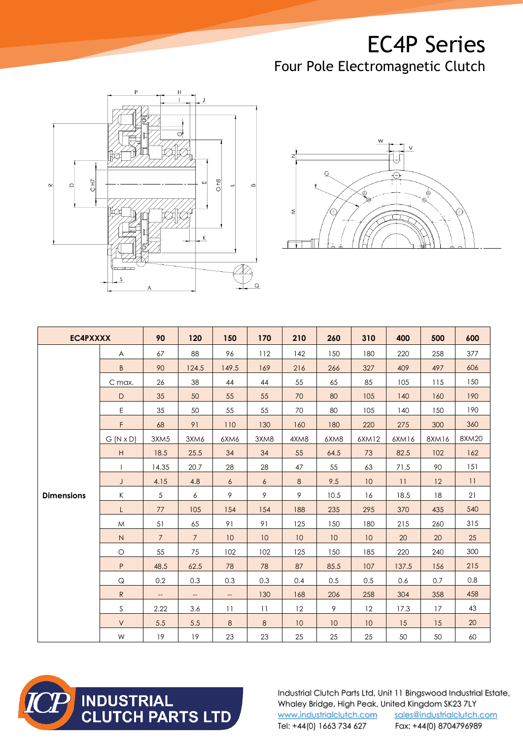# EC4P Series

## Four Pole Electromagnetic Clutch

| EC4PXXXX | | 90 | 120 | 150 | 170 | 210 | 260 | 310 | 400 | 500 | 600 |
|---|---|---|---|---|---|---|---|---|---|---|---|
| **Dimensions** | A | 67 | 88 | 96 | 112 | 142 | 150 | 180 | 220 | 258 | 377 |
| | B | 90 | 124.5 | 149.5 | 169 | 216 | 266 | 327 | 409 | 497 | 606 |
| | C max. | 26 | 38 | 44 | 44 | 55 | 65 | 85 | 105 | 115 | 150 |
| | D | 35 | 50 | 55 | 55 | 70 | 80 | 105 | 140 | 160 | 190 |
| | E | 35 | 50 | 55 | 55 | 70 | 80 | 105 | 140 | 150 | 190 |
| | F | 68 | 91 | 110 | 130 | 160 | 180 | 220 | 275 | 300 | 360 |
| | G (N x D) | 3XM5 | 3XM6 | 6XM6 | 3XM8 | 4XM8 | 6XM8 | 6XM12 | 6XM16 | 8XM16 | 8XM20 |
| | H | 18.5 | 25.5 | 34 | 34 | 55 | 64.5 | 73 | 82.5 | 102 | 162 |
| | I | 14.35 | 20.7 | 28 | 28 | 47 | 55 | 63 | 71.5 | 90 | 151 |
| | J | 4.15 | 4.8 | 6 | 6 | 8 | 9.5 | 10 | 11 | 12 | 11 |
| | K | 5 | 6 | 9 | 9 | 9 | 10.5 | 16 | 18.5 | 18 | 21 |
| | L | 77 | 105 | 154 | 154 | 188 | 235 | 295 | 370 | 435 | 540 |
| | M | 51 | 65 | 91 | 91 | 125 | 150 | 180 | 215 | 260 | 315 |
| | N | 7 | 7 | 10 | 10 | 10 | 10 | 10 | 20 | 20 | 25 |
| | O | 55 | 75 | 102 | 102 | 125 | 150 | 185 | 220 | 240 | 300 |
| | P | 48.5 | 62.5 | 78 | 78 | 87 | 85.5 | 107 | 137.5 | 156 | 215 |
| | Q | 0.2 | 0.3 | 0.3 | 0.3 | 0.4 | 0.5 | 0.5 | 0.6 | 0.7 | 0.8 |
| | R | -- | -- | -- | 130 | 168 | 206 | 258 | 304 | 358 | 458 |
| | S | 2.22 | 3.6 | 11 | 11 | 12 | 9 | 12 | 17.3 | 17 | 43 |
| | V | 5.5 | 5.5 | 8 | 8 | 10 | 10 | 10 | 15 | 15 | 20 |
| | W | 19 | 19 | 23 | 23 | 25 | 25 | 25 | 50 | 50 | 60 |

INDUSTRIAL CLUTCH PARTS LTD

Industrial Clutch Parts Ltd, Unit 11 Bingswood Industrial Estate, Whaley Bridge, High Peak, United Kingdom SK23 7LY

www.industrialclutch.com sales@industrialclutch.com

Tel: +44(0) 1663 734 627 Fax: +44(0) 8704796989